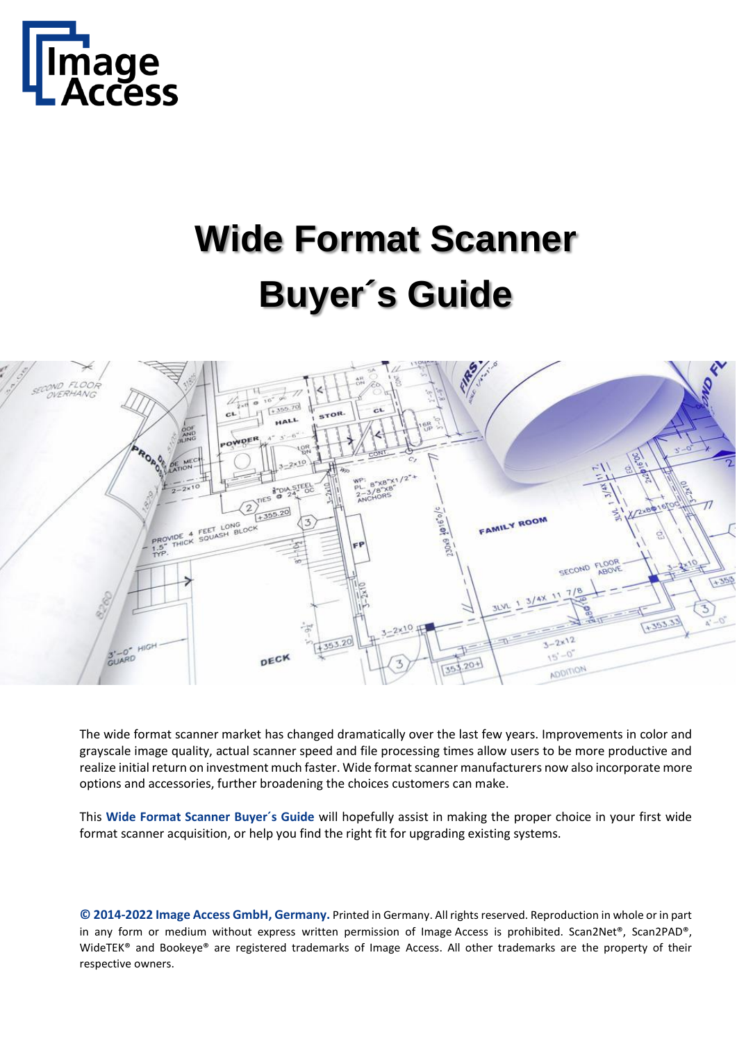Image Access

# Wide Format Scanner Buyer´s Guide

The wide format scanner market has changed dramatically over the last few years. Improvements in color and grayscale image quality, actual scanner speed and file processing times allow users to be more productive and realize initial return on investment much faster. Wide format scanner manufacturers now also incorporate more options and accessories, further broadening the choices customers can make.

This **Wide Format Scanner Buyer´s Guide** will hopefully assist in making the proper choice in your first wide format scanner acquisition, or help you find the right fit for upgrading existing systems.

**© 2014-2022 Image Access GmbH, Germany.** Printed in Germany. All rights reserved. Reproduction in whole or in part in any form or medium without express written permission of Image Access is prohibited. Scan2Net®, Scan2PAD®, WideTEK® and Bookeye® are registered trademarks of Image Access. All other trademarks are the property of their respective owners.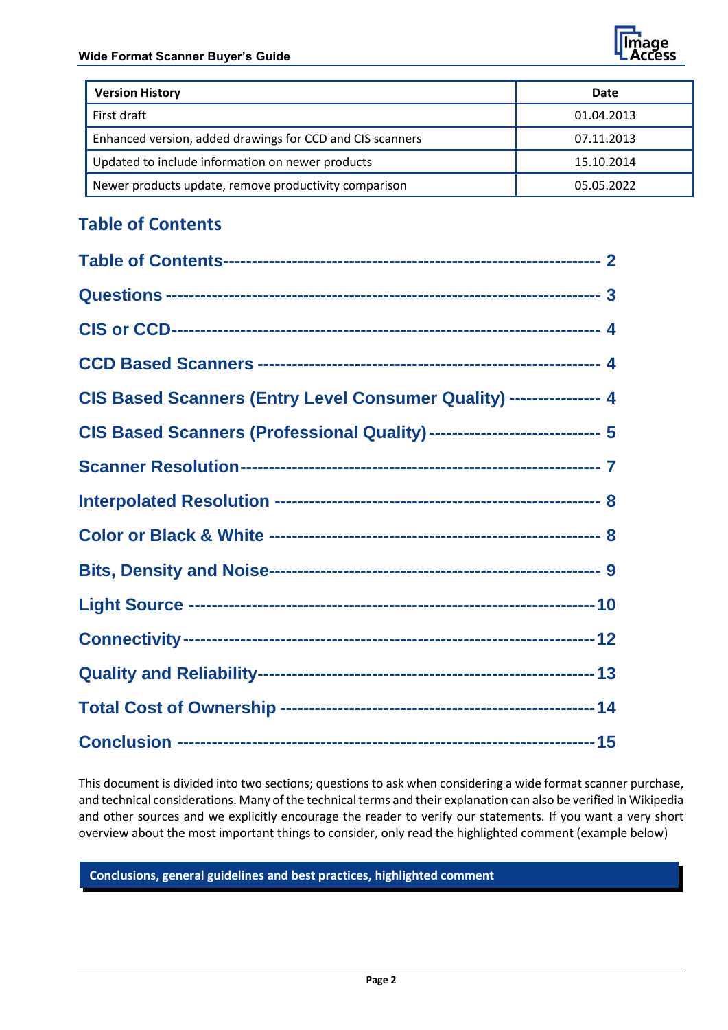| Version History | Date |
| --- | --- |
| First draft | 01.04.2013 |
| Enhanced version, added drawings for CCD and CIS scanners | 07.11.2013 |
| Updated to include information on newer products | 15.10.2014 |
| Newer products update, remove productivity comparison | 05.05.2022 |

## Table of Contents

Table of Contents---------------------------------------------------------------- 2

Questions ------------------------------------------------------------------------ 3

CIS or CCD----------------------------------------------------------------------- 4

CCD Based Scanners ---------------------------------------------------------- 4

CIS Based Scanners (Entry Level Consumer Quality) --------------- 4

CIS Based Scanners (Professional Quality) ---------------------------- 5

Scanner Resolution-------------------------------------------------------------- 7

Interpolated Resolution ------------------------------------------------------ 8

Color or Black & White ------------------------------------------------------ 8

Bits, Density and Noise------------------------------------------------------- 9

Light Source -------------------------------------------------------------------10

Connectivity--------------------------------------------------------------------12

Quality and Reliability-------------------------------------------------------13

Total Cost of Ownership ----------------------------------------------------14

Conclusion ---------------------------------------------------------------------15

This document is divided into two sections; questions to ask when considering a wide format scanner purchase, and technical considerations. Many of the technical terms and their explanation can also be verified in Wikipedia and other sources and we explicitly encourage the reader to verify our statements. If you want a very short overview about the most important things to consider, only read the highlighted comment (example below)

**Conclusions, general guidelines and best practices, highlighted comment**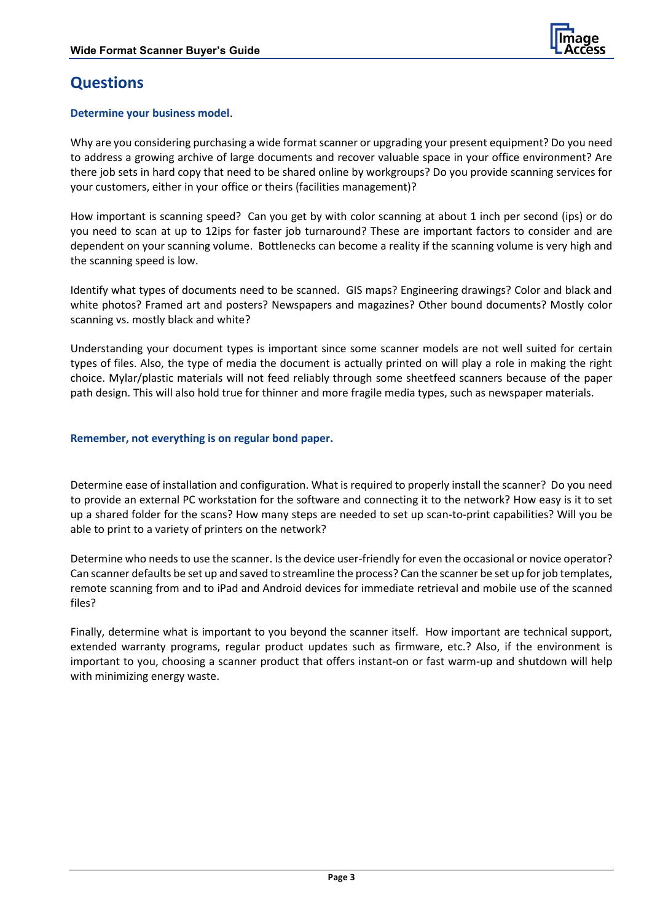## Questions

### Determine your business model.

Why are you considering purchasing a wide format scanner or upgrading your present equipment? Do you need to address a growing archive of large documents and recover valuable space in your office environment? Are there job sets in hard copy that need to be shared online by workgroups? Do you provide scanning services for your customers, either in your office or theirs (facilities management)?

How important is scanning speed? Can you get by with color scanning at about 1 inch per second (ips) or do you need to scan at up to 12ips for faster job turnaround? These are important factors to consider and are dependent on your scanning volume. Bottlenecks can become a reality if the scanning volume is very high and the scanning speed is low.

Identify what types of documents need to be scanned. GIS maps? Engineering drawings? Color and black and white photos? Framed art and posters? Newspapers and magazines? Other bound documents? Mostly color scanning vs. mostly black and white?

Understanding your document types is important since some scanner models are not well suited for certain types of files. Also, the type of media the document is actually printed on will play a role in making the right choice. Mylar/plastic materials will not feed reliably through some sheetfeed scanners because of the paper path design. This will also hold true for thinner and more fragile media types, such as newspaper materials.

### Remember, not everything is on regular bond paper.

Determine ease of installation and configuration. What is required to properly install the scanner? Do you need to provide an external PC workstation for the software and connecting it to the network? How easy is it to set up a shared folder for the scans? How many steps are needed to set up scan-to-print capabilities? Will you be able to print to a variety of printers on the network?

Determine who needs to use the scanner. Is the device user-friendly for even the occasional or novice operator? Can scanner defaults be set up and saved to streamline the process? Can the scanner be set up for job templates, remote scanning from and to iPad and Android devices for immediate retrieval and mobile use of the scanned files?

Finally, determine what is important to you beyond the scanner itself. How important are technical support, extended warranty programs, regular product updates such as firmware, etc.? Also, if the environment is important to you, choosing a scanner product that offers instant-on or fast warm-up and shutdown will help with minimizing energy waste.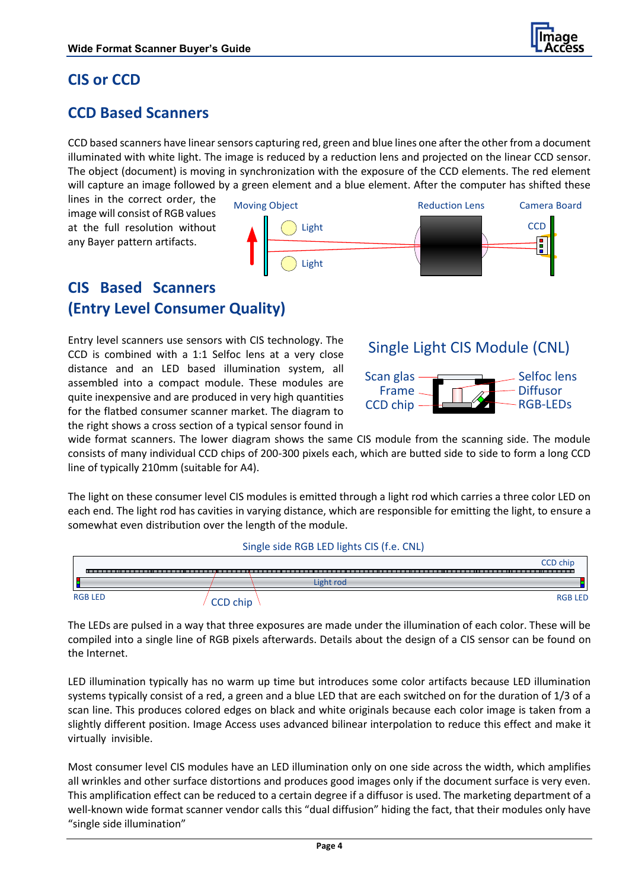## CIS or CCD

## CCD Based Scanners

CCD based scanners have linear sensors capturing red, green and blue lines one after the other from a document illuminated with white light. The image is reduced by a reduction lens and projected on the linear CCD sensor. The object (document) is moving in synchronization with the exposure of the CCD elements. The red element will capture an image followed by a green element and a blue element. After the computer has shifted these lines in the correct order, the image will consist of RGB values at the full resolution without any Bayer pattern artifacts.

## CIS Based Scanners (Entry Level Consumer Quality)

Entry level scanners use sensors with CIS technology. The CCD is combined with a 1:1 Selfoc lens at a very close distance and an LED based illumination system, all assembled into a compact module. These modules are quite inexpensive and are produced in very high quantities for the flatbed consumer scanner market. The diagram to the right shows a cross section of a typical sensor found in wide format scanners. The lower diagram shows the same CIS module from the scanning side. The module consists of many individual CCD chips of 200-300 pixels each, which are butted side to side to form a long CCD line of typically 210mm (suitable for A4).

The light on these consumer level CIS modules is emitted through a light rod which carries a three color LED on each end. The light rod has cavities in varying distance, which are responsible for emitting the light, to ensure a somewhat even distribution over the length of the module.

The LEDs are pulsed in a way that three exposures are made under the illumination of each color. These will be compiled into a single line of RGB pixels afterwards. Details about the design of a CIS sensor can be found on the Internet.

LED illumination typically has no warm up time but introduces some color artifacts because LED illumination systems typically consist of a red, a green and a blue LED that are each switched on for the duration of 1/3 of a scan line. This produces colored edges on black and white originals because each color image is taken from a slightly different position. Image Access uses advanced bilinear interpolation to reduce this effect and make it virtually invisible.

Most consumer level CIS modules have an LED illumination only on one side across the width, which amplifies all wrinkles and other surface distortions and produces good images only if the document surface is very even. This amplification effect can be reduced to a certain degree if a diffusor is used. The marketing department of a well-known wide format scanner vendor calls this “dual diffusion” hiding the fact, that their modules only have “single side illumination”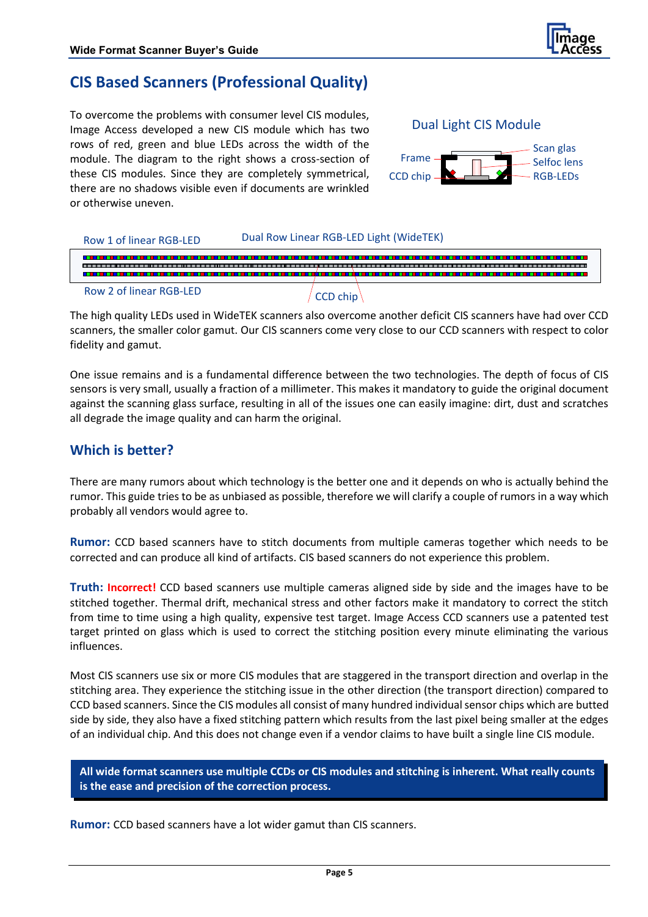## CIS Based Scanners (Professional Quality)

To overcome the problems with consumer level CIS modules, Image Access developed a new CIS module which has two rows of red, green and blue LEDs across the width of the module. The diagram to the right shows a cross-section of these CIS modules. Since they are completely symmetrical, there are no shadows visible even if documents are wrinkled or otherwise uneven.

Dual Light CIS Module

Frame
CCD chip
Scan glas
Selfoc lens
RGB-LEDs

Row 1 of linear RGB-LED
Dual Row Linear RGB-LED Light (WideTEK)
Row 2 of linear RGB-LED
CCD chip

The high quality LEDs used in WideTEK scanners also overcome another deficit CIS scanners have had over CCD scanners, the smaller color gamut. Our CIS scanners come very close to our CCD scanners with respect to color fidelity and gamut.

One issue remains and is a fundamental difference between the two technologies. The depth of focus of CIS sensors is very small, usually a fraction of a millimeter. This makes it mandatory to guide the original document against the scanning glass surface, resulting in all of the issues one can easily imagine: dirt, dust and scratches all degrade the image quality and can harm the original.

## Which is better?

There are many rumors about which technology is the better one and it depends on who is actually behind the rumor. This guide tries to be as unbiased as possible, therefore we will clarify a couple of rumors in a way which probably all vendors would agree to.

**Rumor:** CCD based scanners have to stitch documents from multiple cameras together which needs to be corrected and can produce all kind of artifacts. CIS based scanners do not experience this problem.

**Truth:** **Incorrect!** CCD based scanners use multiple cameras aligned side by side and the images have to be stitched together. Thermal drift, mechanical stress and other factors make it mandatory to correct the stitch from time to time using a high quality, expensive test target. Image Access CCD scanners use a patented test target printed on glass which is used to correct the stitching position every minute eliminating the various influences.

Most CIS scanners use six or more CIS modules that are staggered in the transport direction and overlap in the stitching area. They experience the stitching issue in the other direction (the transport direction) compared to CCD based scanners. Since the CIS modules all consist of many hundred individual sensor chips which are butted side by side, they also have a fixed stitching pattern which results from the last pixel being smaller at the edges of an individual chip. And this does not change even if a vendor claims to have built a single line CIS module.

**All wide format scanners use multiple CCDs or CIS modules and stitching is inherent. What really counts is the ease and precision of the correction process.**

**Rumor:** CCD based scanners have a lot wider gamut than CIS scanners.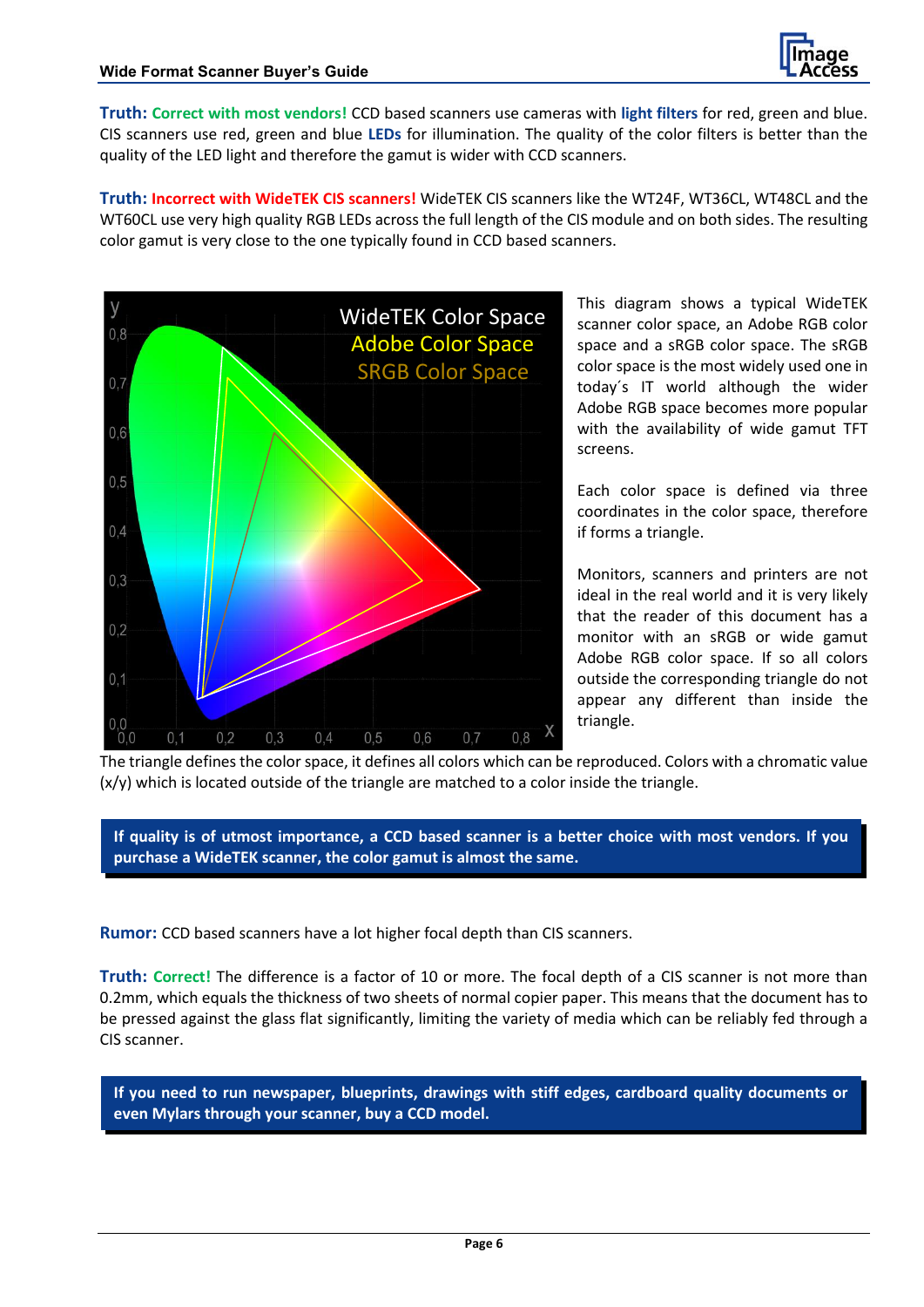**Truth: Correct with most vendors!** CCD based scanners use cameras with **light filters** for red, green and blue. CIS scanners use red, green and blue **LEDs** for illumination. The quality of the color filters is better than the quality of the LED light and therefore the gamut is wider with CCD scanners.

**Truth: Incorrect with WideTEK CIS scanners!** WideTEK CIS scanners like the WT24F, WT36CL, WT48CL and the WT60CL use very high quality RGB LEDs across the full length of the CIS module and on both sides. The resulting color gamut is very close to the one typically found in CCD based scanners.

This diagram shows a typical WideTEK scanner color space, an Adobe RGB color space and a sRGB color space. The sRGB color space is the most widely used one in today´s IT world although the wider Adobe RGB space becomes more popular with the availability of wide gamut TFT screens.

Each color space is defined via three coordinates in the color space, therefore if forms a triangle.

Monitors, scanners and printers are not ideal in the real world and it is very likely that the reader of this document has a monitor with an sRGB or wide gamut Adobe RGB color space. If so all colors outside the corresponding triangle do not appear any different than inside the triangle.

The triangle defines the color space, it defines all colors which can be reproduced. Colors with a chromatic value (x/y) which is located outside of the triangle are matched to a color inside the triangle.

**If quality is of utmost importance, a CCD based scanner is a better choice with most vendors. If you purchase a WideTEK scanner, the color gamut is almost the same.**

**Rumor:** CCD based scanners have a lot higher focal depth than CIS scanners.

**Truth: Correct!** The difference is a factor of 10 or more. The focal depth of a CIS scanner is not more than 0.2mm, which equals the thickness of two sheets of normal copier paper. This means that the document has to be pressed against the glass flat significantly, limiting the variety of media which can be reliably fed through a CIS scanner.

**If you need to run newspaper, blueprints, drawings with stiff edges, cardboard quality documents or even Mylars through your scanner, buy a CCD model.**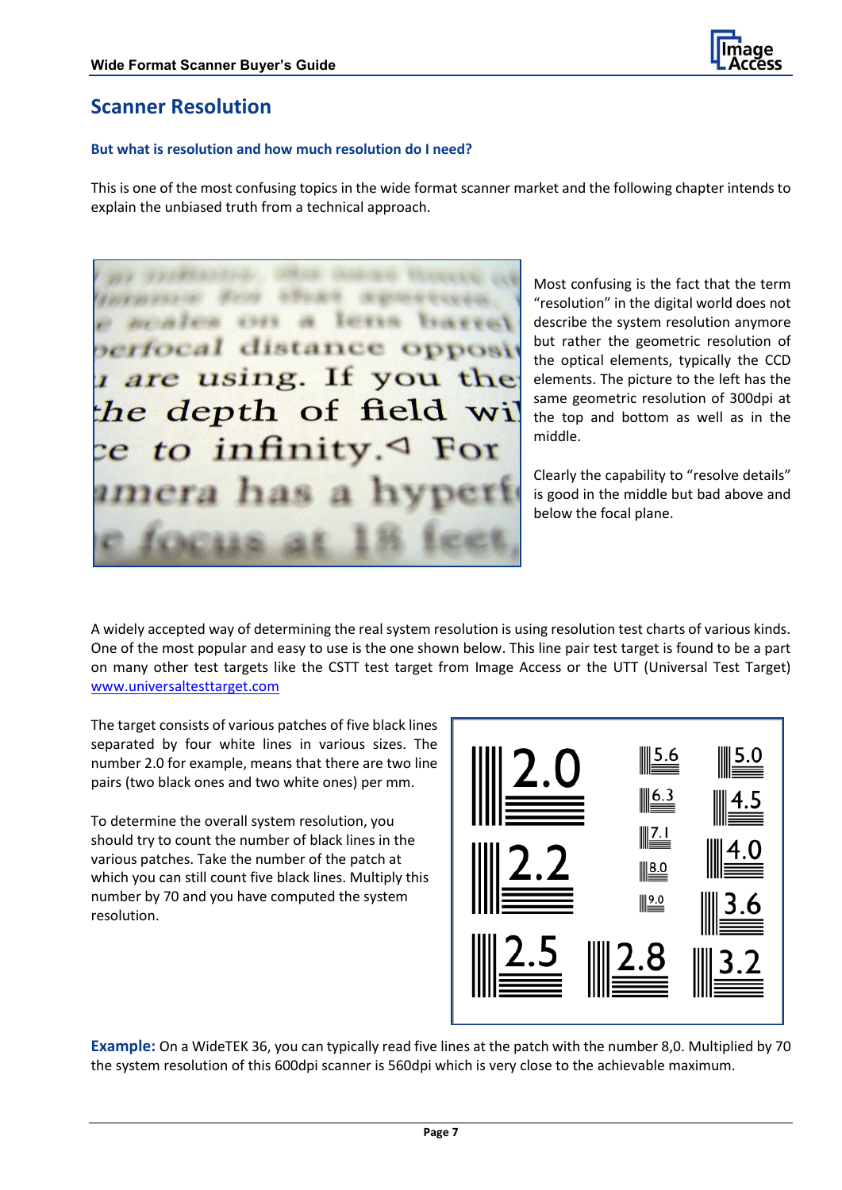## Scanner Resolution

### But what is resolution and how much resolution do I need?

This is one of the most confusing topics in the wide format scanner market and the following chapter intends to explain the unbiased truth from a technical approach.

Most confusing is the fact that the term "resolution" in the digital world does not describe the system resolution anymore but rather the geometric resolution of the optical elements, typically the CCD elements. The picture to the left has the same geometric resolution of 300dpi at the top and bottom as well as in the middle.

Clearly the capability to "resolve details" is good in the middle but bad above and below the focal plane.

A widely accepted way of determining the real system resolution is using resolution test charts of various kinds. One of the most popular and easy to use is the one shown below. This line pair test target is found to be a part on many other test targets like the CSTT test target from Image Access or the UTT (Universal Test Target) [www.universaltesttarget.com](www.universaltesttarget.com)

The target consists of various patches of five black lines separated by four white lines in various sizes. The number 2.0 for example, means that there are two line pairs (two black ones and two white ones) per mm.

To determine the overall system resolution, you should try to count the number of black lines in the various patches. Take the number of the patch at which you can still count five black lines. Multiply this number by 70 and you have computed the system resolution.

**Example:** On a WideTEK 36, you can typically read five lines at the patch with the number 8,0. Multiplied by 70 the system resolution of this 600dpi scanner is 560dpi which is very close to the achievable maximum.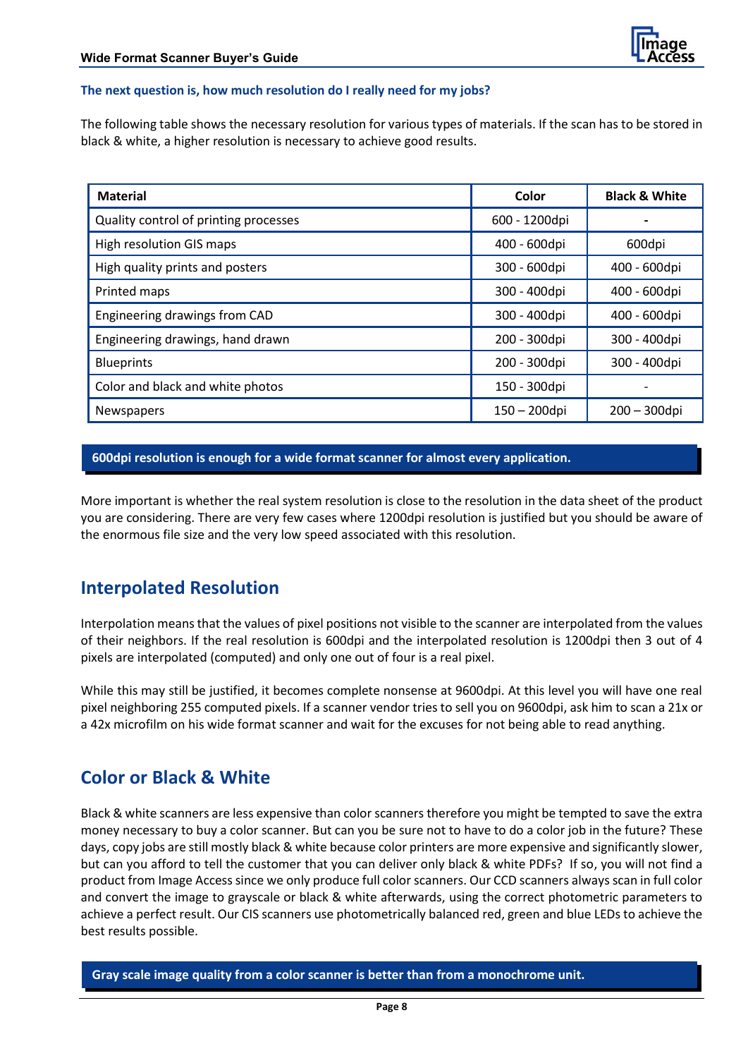**The next question is, how much resolution do I really need for my jobs?**

The following table shows the necessary resolution for various types of materials. If the scan has to be stored in black & white, a higher resolution is necessary to achieve good results.

| Material | Color | Black & White |
|---|---|---|
| Quality control of printing processes | 600 - 1200dpi | - |
| High resolution GIS maps | 400 - 600dpi | 600dpi |
| High quality prints and posters | 300 - 600dpi | 400 - 600dpi |
| Printed maps | 300 - 400dpi | 400 - 600dpi |
| Engineering drawings from CAD | 300 - 400dpi | 400 - 600dpi |
| Engineering drawings, hand drawn | 200 - 300dpi | 300 - 400dpi |
| Blueprints | 200 - 300dpi | 300 - 400dpi |
| Color and black and white photos | 150 - 300dpi | - |
| Newspapers | 150 – 200dpi | 200 – 300dpi |

**600dpi resolution is enough for a wide format scanner for almost every application.**

More important is whether the real system resolution is close to the resolution in the data sheet of the product you are considering. There are very few cases where 1200dpi resolution is justified but you should be aware of the enormous file size and the very low speed associated with this resolution.

## Interpolated Resolution

Interpolation means that the values of pixel positions not visible to the scanner are interpolated from the values of their neighbors. If the real resolution is 600dpi and the interpolated resolution is 1200dpi then 3 out of 4 pixels are interpolated (computed) and only one out of four is a real pixel.

While this may still be justified, it becomes complete nonsense at 9600dpi. At this level you will have one real pixel neighboring 255 computed pixels. If a scanner vendor tries to sell you on 9600dpi, ask him to scan a 21x or a 42x microfilm on his wide format scanner and wait for the excuses for not being able to read anything.

## Color or Black & White

Black & white scanners are less expensive than color scanners therefore you might be tempted to save the extra money necessary to buy a color scanner. But can you be sure not to have to do a color job in the future? These days, copy jobs are still mostly black & white because color printers are more expensive and significantly slower, but can you afford to tell the customer that you can deliver only black & white PDFs? If so, you will not find a product from Image Access since we only produce full color scanners. Our CCD scanners always scan in full color and convert the image to grayscale or black & white afterwards, using the correct photometric parameters to achieve a perfect result. Our CIS scanners use photometrically balanced red, green and blue LEDs to achieve the best results possible.

**Gray scale image quality from a color scanner is better than from a monochrome unit.**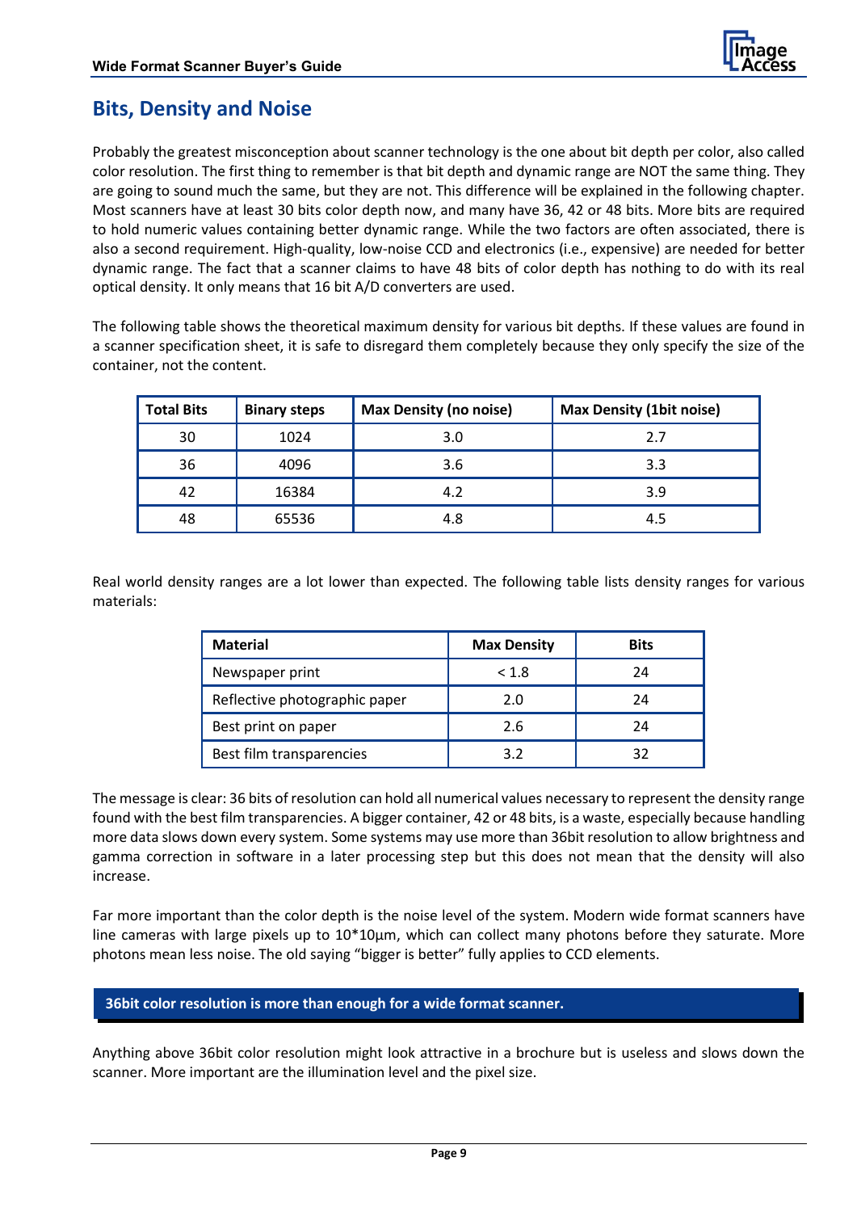## Bits, Density and Noise

Probably the greatest misconception about scanner technology is the one about bit depth per color, also called color resolution. The first thing to remember is that bit depth and dynamic range are NOT the same thing. They are going to sound much the same, but they are not. This difference will be explained in the following chapter. Most scanners have at least 30 bits color depth now, and many have 36, 42 or 48 bits. More bits are required to hold numeric values containing better dynamic range. While the two factors are often associated, there is also a second requirement. High-quality, low-noise CCD and electronics (i.e., expensive) are needed for better dynamic range. The fact that a scanner claims to have 48 bits of color depth has nothing to do with its real optical density. It only means that 16 bit A/D converters are used.

The following table shows the theoretical maximum density for various bit depths. If these values are found in a scanner specification sheet, it is safe to disregard them completely because they only specify the size of the container, not the content.

| Total Bits | Binary steps | Max Density (no noise) | Max Density (1bit noise) |
|---|---|---|---|
| 30 | 1024 | 3.0 | 2.7 |
| 36 | 4096 | 3.6 | 3.3 |
| 42 | 16384 | 4.2 | 3.9 |
| 48 | 65536 | 4.8 | 4.5 |

Real world density ranges are a lot lower than expected. The following table lists density ranges for various materials:

| Material | Max Density | Bits |
|---|---|---|
| Newspaper print | < 1.8 | 24 |
| Reflective photographic paper | 2.0 | 24 |
| Best print on paper | 2.6 | 24 |
| Best film transparencies | 3.2 | 32 |

The message is clear: 36 bits of resolution can hold all numerical values necessary to represent the density range found with the best film transparencies. A bigger container, 42 or 48 bits, is a waste, especially because handling more data slows down every system. Some systems may use more than 36bit resolution to allow brightness and gamma correction in software in a later processing step but this does not mean that the density will also increase.

Far more important than the color depth is the noise level of the system. Modern wide format scanners have line cameras with large pixels up to 10*10µm, which can collect many photons before they saturate. More photons mean less noise. The old saying "bigger is better" fully applies to CCD elements.

**36bit color resolution is more than enough for a wide format scanner.**

Anything above 36bit color resolution might look attractive in a brochure but is useless and slows down the scanner. More important are the illumination level and the pixel size.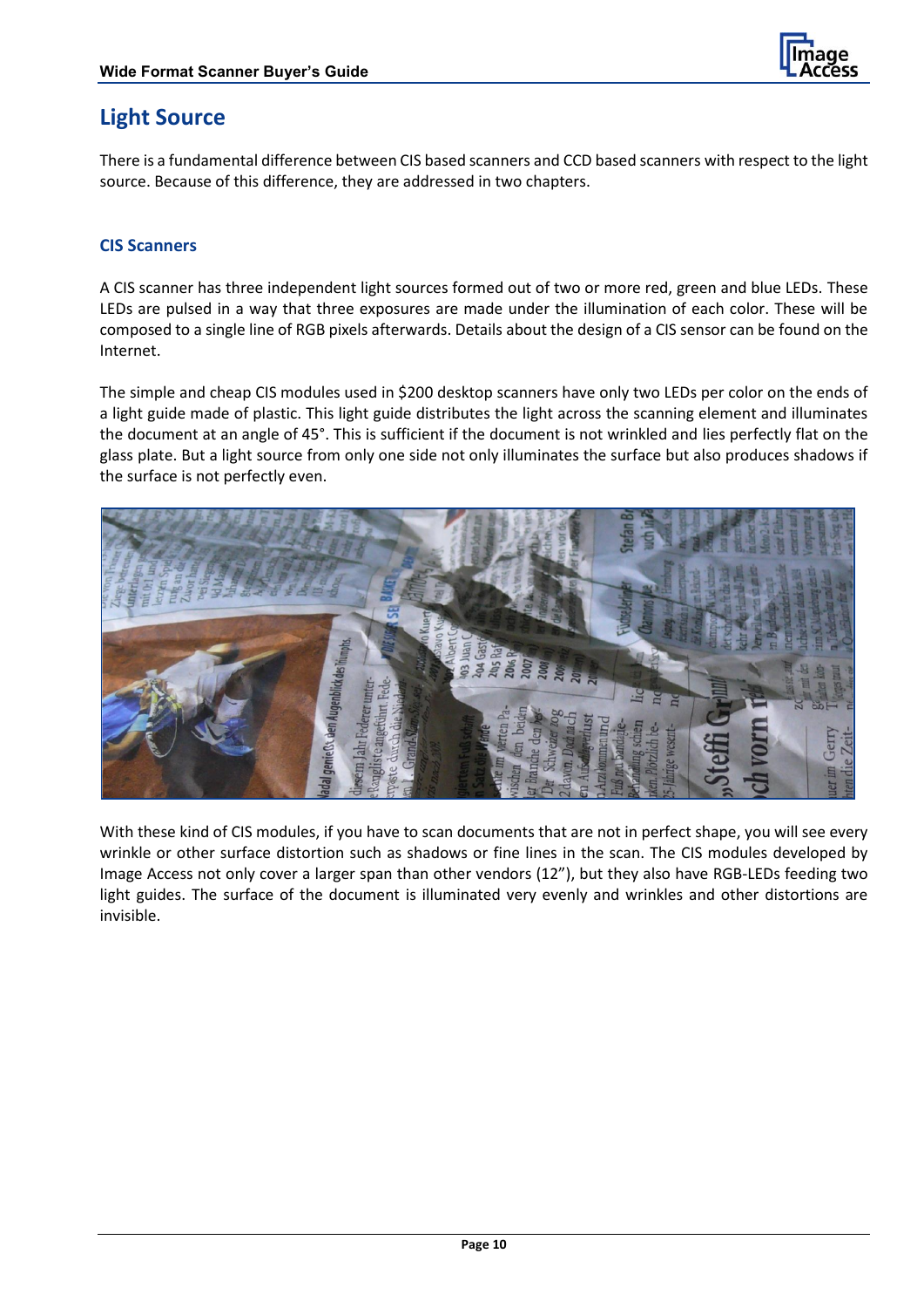## Light Source

There is a fundamental difference between CIS based scanners and CCD based scanners with respect to the light source. Because of this difference, they are addressed in two chapters.

### CIS Scanners

A CIS scanner has three independent light sources formed out of two or more red, green and blue LEDs. These LEDs are pulsed in a way that three exposures are made under the illumination of each color. These will be composed to a single line of RGB pixels afterwards. Details about the design of a CIS sensor can be found on the Internet.

The simple and cheap CIS modules used in $200 desktop scanners have only two LEDs per color on the ends of a light guide made of plastic. This light guide distributes the light across the scanning element and illuminates the document at an angle of 45°. This is sufficient if the document is not wrinkled and lies perfectly flat on the glass plate. But a light source from only one side not only illuminates the surface but also produces shadows if the surface is not perfectly even.

With these kind of CIS modules, if you have to scan documents that are not in perfect shape, you will see every wrinkle or other surface distortion such as shadows or fine lines in the scan. The CIS modules developed by Image Access not only cover a larger span than other vendors (12”), but they also have RGB-LEDs feeding two light guides. The surface of the document is illuminated very evenly and wrinkles and other distortions are invisible.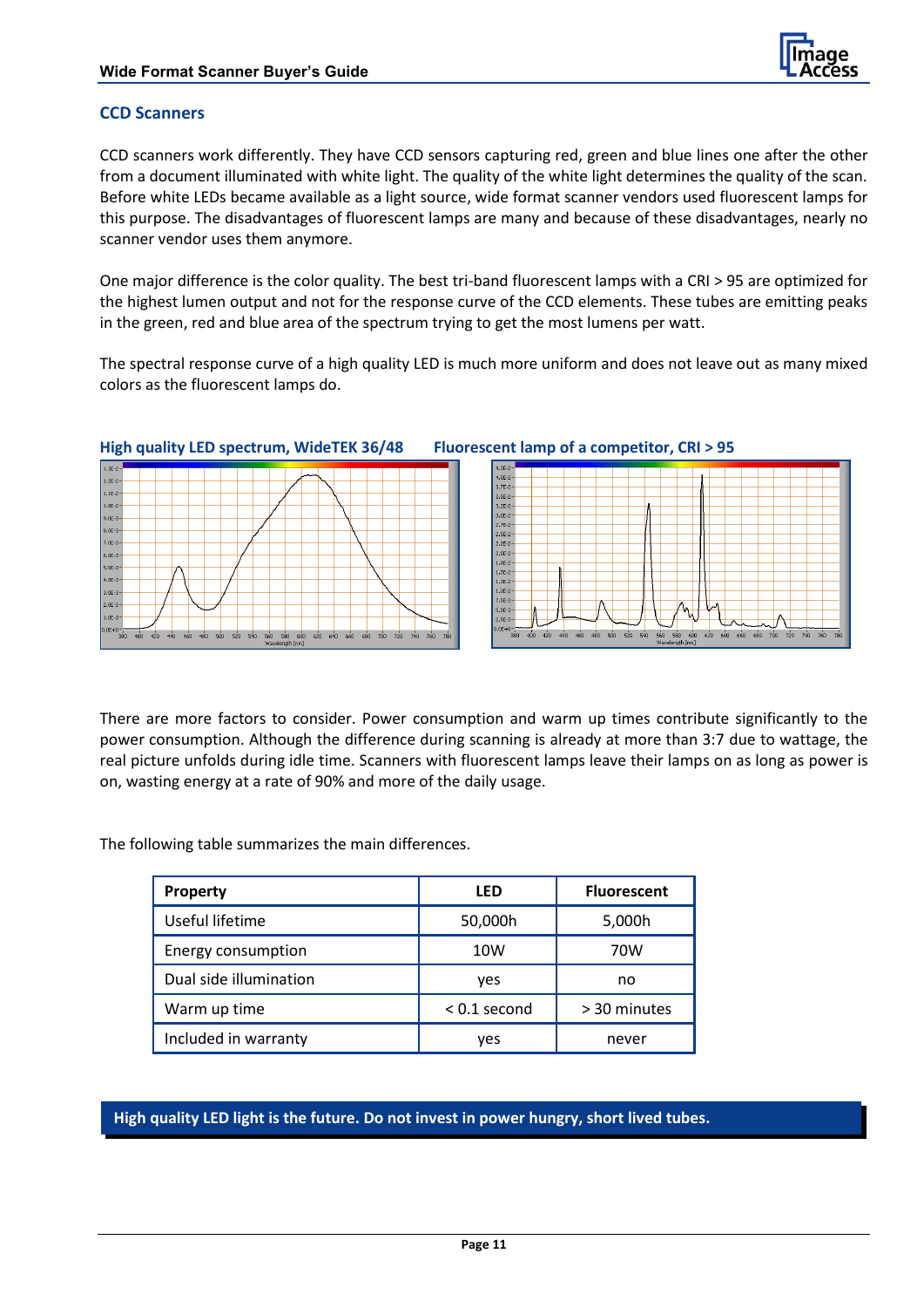## CCD Scanners

CCD scanners work differently. They have CCD sensors capturing red, green and blue lines one after the other from a document illuminated with white light. The quality of the white light determines the quality of the scan. Before white LEDs became available as a light source, wide format scanner vendors used fluorescent lamps for this purpose. The disadvantages of fluorescent lamps are many and because of these disadvantages, nearly no scanner vendor uses them anymore.

One major difference is the color quality. The best tri-band fluorescent lamps with a CRI > 95 are optimized for the highest lumen output and not for the response curve of the CCD elements. These tubes are emitting peaks in the green, red and blue area of the spectrum trying to get the most lumens per watt.

The spectral response curve of a high quality LED is much more uniform and does not leave out as many mixed colors as the fluorescent lamps do.

**High quality LED spectrum, WideTEK 36/48** **Fluorescent lamp of a competitor, CRI > 95**

There are more factors to consider. Power consumption and warm up times contribute significantly to the power consumption. Although the difference during scanning is already at more than 3:7 due to wattage, the real picture unfolds during idle time. Scanners with fluorescent lamps leave their lamps on as long as power is on, wasting energy at a rate of 90% and more of the daily usage.

The following table summarizes the main differences.

| Property | LED | Fluorescent |
|---|---|---|
| Useful lifetime | 50,000h | 5,000h |
| Energy consumption | 10W | 70W |
| Dual side illumination | yes | no |
| Warm up time | < 0.1 second | > 30 minutes |
| Included in warranty | yes | never |

**High quality LED light is the future. Do not invest in power hungry, short lived tubes.**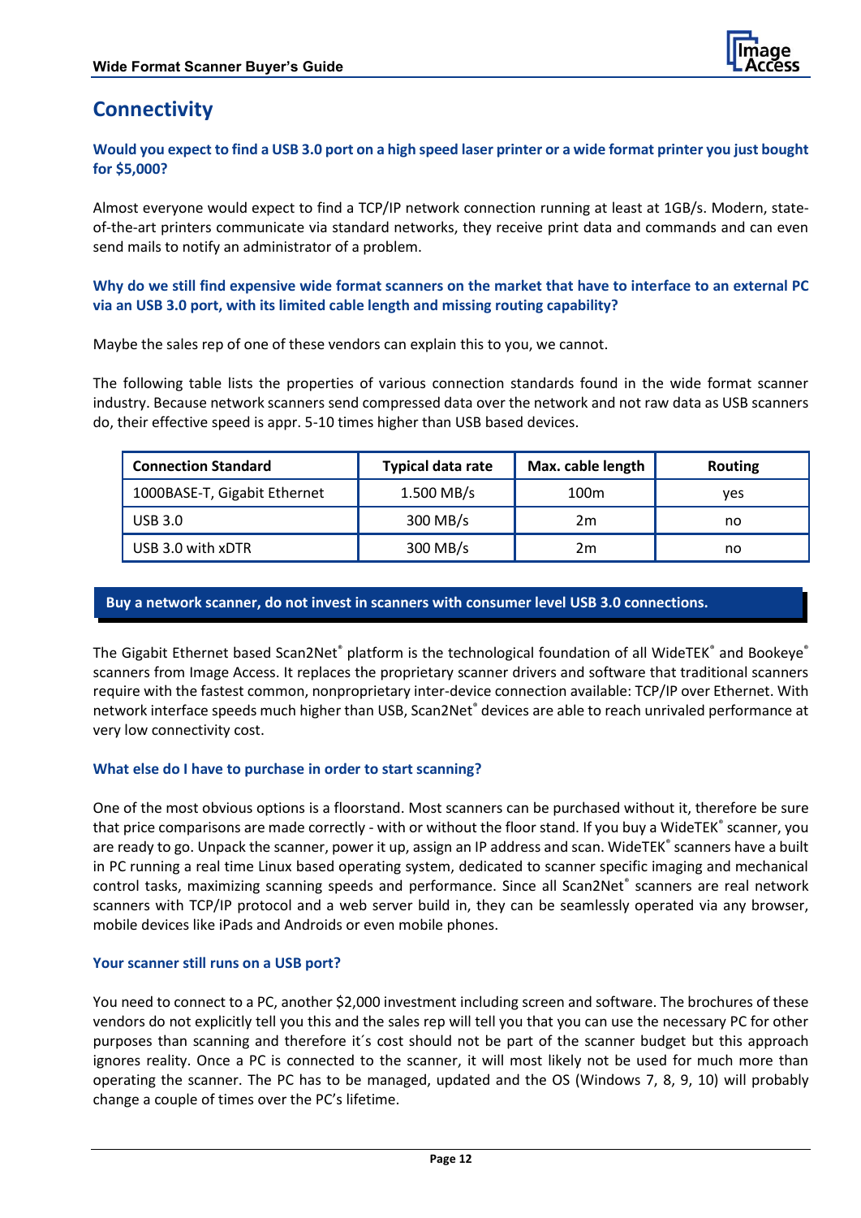## Connectivity

**Would you expect to find a USB 3.0 port on a high speed laser printer or a wide format printer you just bought for $5,000?**

Almost everyone would expect to find a TCP/IP network connection running at least at 1GB/s. Modern, state-of-the-art printers communicate via standard networks, they receive print data and commands and can even send mails to notify an administrator of a problem.

**Why do we still find expensive wide format scanners on the market that have to interface to an external PC via an USB 3.0 port, with its limited cable length and missing routing capability?**

Maybe the sales rep of one of these vendors can explain this to you, we cannot.

The following table lists the properties of various connection standards found in the wide format scanner industry. Because network scanners send compressed data over the network and not raw data as USB scanners do, their effective speed is appr. 5-10 times higher than USB based devices.

| Connection Standard | Typical data rate | Max. cable length | Routing |
|---|---|---|---|
| 1000BASE-T, Gigabit Ethernet | 1.500 MB/s | 100m | yes |
| USB 3.0 | 300 MB/s | 2m | no |
| USB 3.0 with xDTR | 300 MB/s | 2m | no |

**Buy a network scanner, do not invest in scanners with consumer level USB 3.0 connections.**

The Gigabit Ethernet based Scan2Net® platform is the technological foundation of all WideTEK® and Bookeye® scanners from Image Access. It replaces the proprietary scanner drivers and software that traditional scanners require with the fastest common, nonproprietary inter-device connection available: TCP/IP over Ethernet. With network interface speeds much higher than USB, Scan2Net® devices are able to reach unrivaled performance at very low connectivity cost.

**What else do I have to purchase in order to start scanning?**

One of the most obvious options is a floorstand. Most scanners can be purchased without it, therefore be sure that price comparisons are made correctly - with or without the floor stand. If you buy a WideTEK® scanner, you are ready to go. Unpack the scanner, power it up, assign an IP address and scan. WideTEK® scanners have a built in PC running a real time Linux based operating system, dedicated to scanner specific imaging and mechanical control tasks, maximizing scanning speeds and performance. Since all Scan2Net® scanners are real network scanners with TCP/IP protocol and a web server build in, they can be seamlessly operated via any browser, mobile devices like iPads and Androids or even mobile phones.

**Your scanner still runs on a USB port?**

You need to connect to a PC, another $2,000 investment including screen and software. The brochures of these vendors do not explicitly tell you this and the sales rep will tell you that you can use the necessary PC for other purposes than scanning and therefore it´s cost should not be part of the scanner budget but this approach ignores reality. Once a PC is connected to the scanner, it will most likely not be used for much more than operating the scanner. The PC has to be managed, updated and the OS (Windows 7, 8, 9, 10) will probably change a couple of times over the PC's lifetime.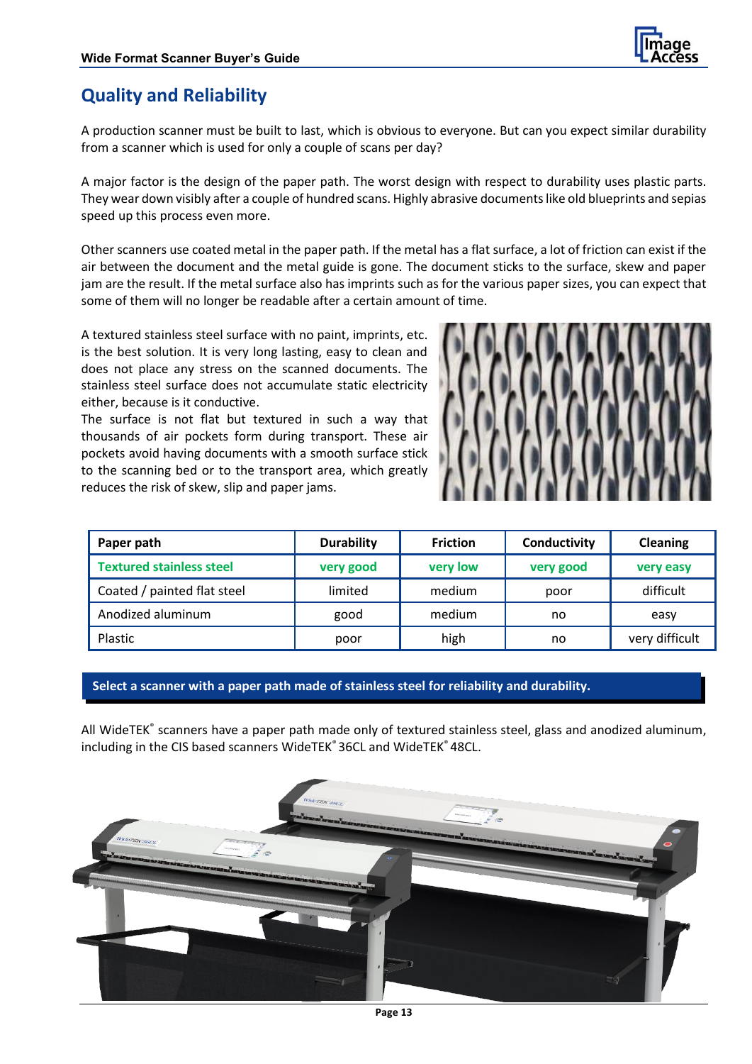## Quality and Reliability

A production scanner must be built to last, which is obvious to everyone. But can you expect similar durability from a scanner which is used for only a couple of scans per day?

A major factor is the design of the paper path. The worst design with respect to durability uses plastic parts. They wear down visibly after a couple of hundred scans. Highly abrasive documents like old blueprints and sepias speed up this process even more.

Other scanners use coated metal in the paper path. If the metal has a flat surface, a lot of friction can exist if the air between the document and the metal guide is gone. The document sticks to the surface, skew and paper jam are the result. If the metal surface also has imprints such as for the various paper sizes, you can expect that some of them will no longer be readable after a certain amount of time.

A textured stainless steel surface with no paint, imprints, etc. is the best solution. It is very long lasting, easy to clean and does not place any stress on the scanned documents. The stainless steel surface does not accumulate static electricity either, because is it conductive.

The surface is not flat but textured in such a way that thousands of air pockets form during transport. These air pockets avoid having documents with a smooth surface stick to the scanning bed or to the transport area, which greatly reduces the risk of skew, slip and paper jams.

| Paper path | Durability | Friction | Conductivity | Cleaning |
|---|---|---|---|---|
| **Textured stainless steel** | **very good** | **very low** | **very good** | **very easy** |
| Coated / painted flat steel | limited | medium | poor | difficult |
| Anodized aluminum | good | medium | no | easy |
| Plastic | poor | high | no | very difficult |

**Select a scanner with a paper path made of stainless steel for reliability and durability.**

All WideTEK® scanners have a paper path made only of textured stainless steel, glass and anodized aluminum, including in the CIS based scanners WideTEK® 36CL and WideTEK® 48CL.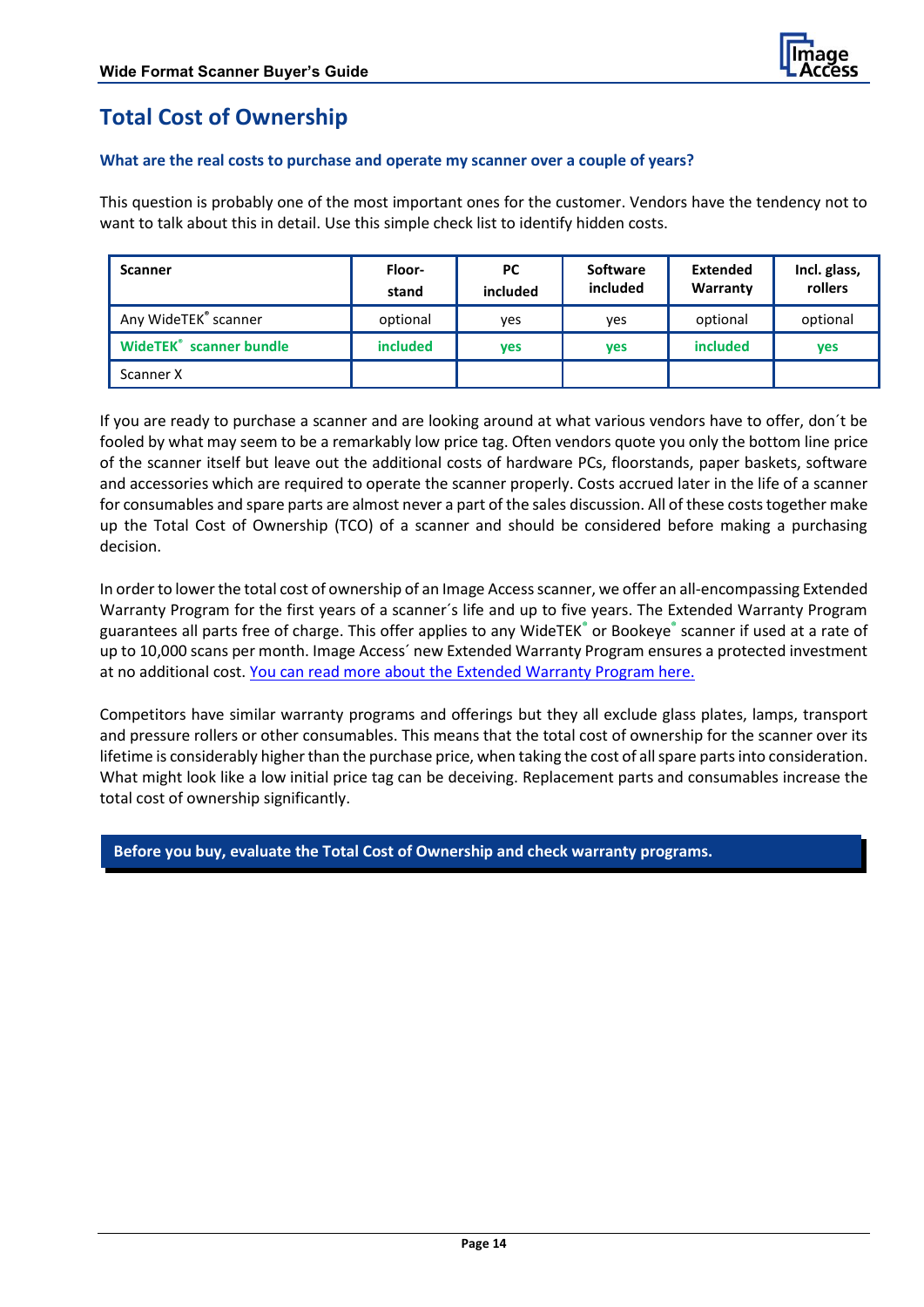# Total Cost of Ownership

### What are the real costs to purchase and operate my scanner over a couple of years?

This question is probably one of the most important ones for the customer. Vendors have the tendency not to want to talk about this in detail. Use this simple check list to identify hidden costs.

| Scanner | Floor-stand | PC included | Software included | Extended Warranty | Incl. glass, rollers |
|---|---|---|---|---|---|
| Any WideTEK® scanner | optional | yes | yes | optional | optional |
| **WideTEK® scanner bundle** | **included** | **yes** | **yes** | **included** | **yes** |
| Scanner X | | | | | |

If you are ready to purchase a scanner and are looking around at what various vendors have to offer, don´t be fooled by what may seem to be a remarkably low price tag. Often vendors quote you only the bottom line price of the scanner itself but leave out the additional costs of hardware PCs, floorstands, paper baskets, software and accessories which are required to operate the scanner properly. Costs accrued later in the life of a scanner for consumables and spare parts are almost never a part of the sales discussion. All of these costs together make up the Total Cost of Ownership (TCO) of a scanner and should be considered before making a purchasing decision.

In order to lower the total cost of ownership of an Image Access scanner, we offer an all-encompassing Extended Warranty Program for the first years of a scanner´s life and up to five years. The Extended Warranty Program guarantees all parts free of charge. This offer applies to any WideTEK® or Bookeye® scanner if used at a rate of up to 10,000 scans per month. Image Access´ new Extended Warranty Program ensures a protected investment at no additional cost. You can read more about the Extended Warranty Program here.

Competitors have similar warranty programs and offerings but they all exclude glass plates, lamps, transport and pressure rollers or other consumables. This means that the total cost of ownership for the scanner over its lifetime is considerably higher than the purchase price, when taking the cost of all spare parts into consideration. What might look like a low initial price tag can be deceiving. Replacement parts and consumables increase the total cost of ownership significantly.

**Before you buy, evaluate the Total Cost of Ownership and check warranty programs.**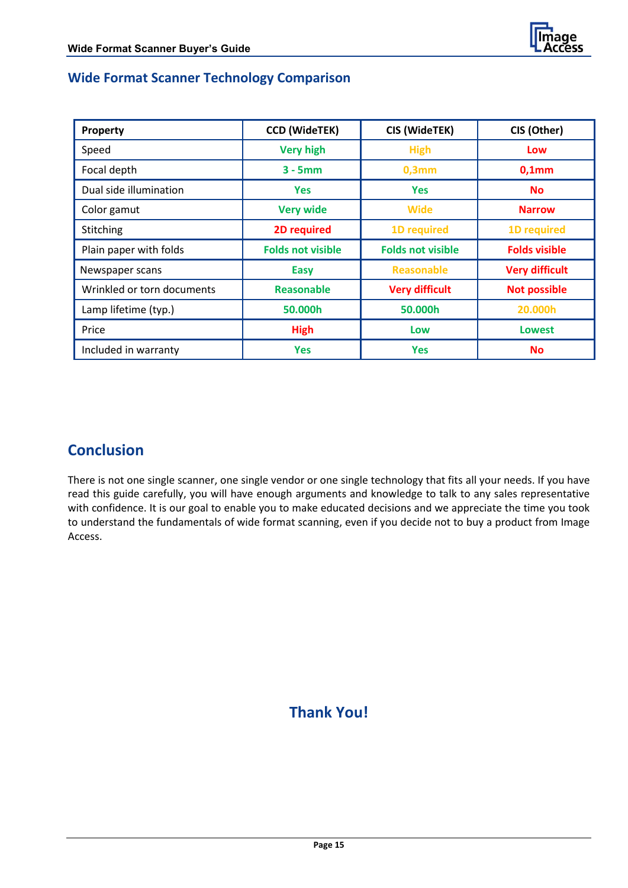## Wide Format Scanner Technology Comparison

| Property | CCD (WideTEK) | CIS (WideTEK) | CIS (Other) |
|---|---|---|---|
| Speed | Very high | High | Low |
| Focal depth | 3 - 5mm | 0,3mm | 0,1mm |
| Dual side illumination | Yes | Yes | No |
| Color gamut | Very wide | Wide | Narrow |
| Stitching | 2D required | 1D required | 1D required |
| Plain paper with folds | Folds not visible | Folds not visible | Folds visible |
| Newspaper scans | Easy | Reasonable | Very difficult |
| Wrinkled or torn documents | Reasonable | Very difficult | Not possible |
| Lamp lifetime (typ.) | 50.000h | 50.000h | 20.000h |
| Price | High | Low | Lowest |
| Included in warranty | Yes | Yes | No |

## Conclusion

There is not one single scanner, one single vendor or one single technology that fits all your needs. If you have read this guide carefully, you will have enough arguments and knowledge to talk to any sales representative with confidence. It is our goal to enable you to make educated decisions and we appreciate the time you took to understand the fundamentals of wide format scanning, even if you decide not to buy a product from Image Access.

## Thank You!